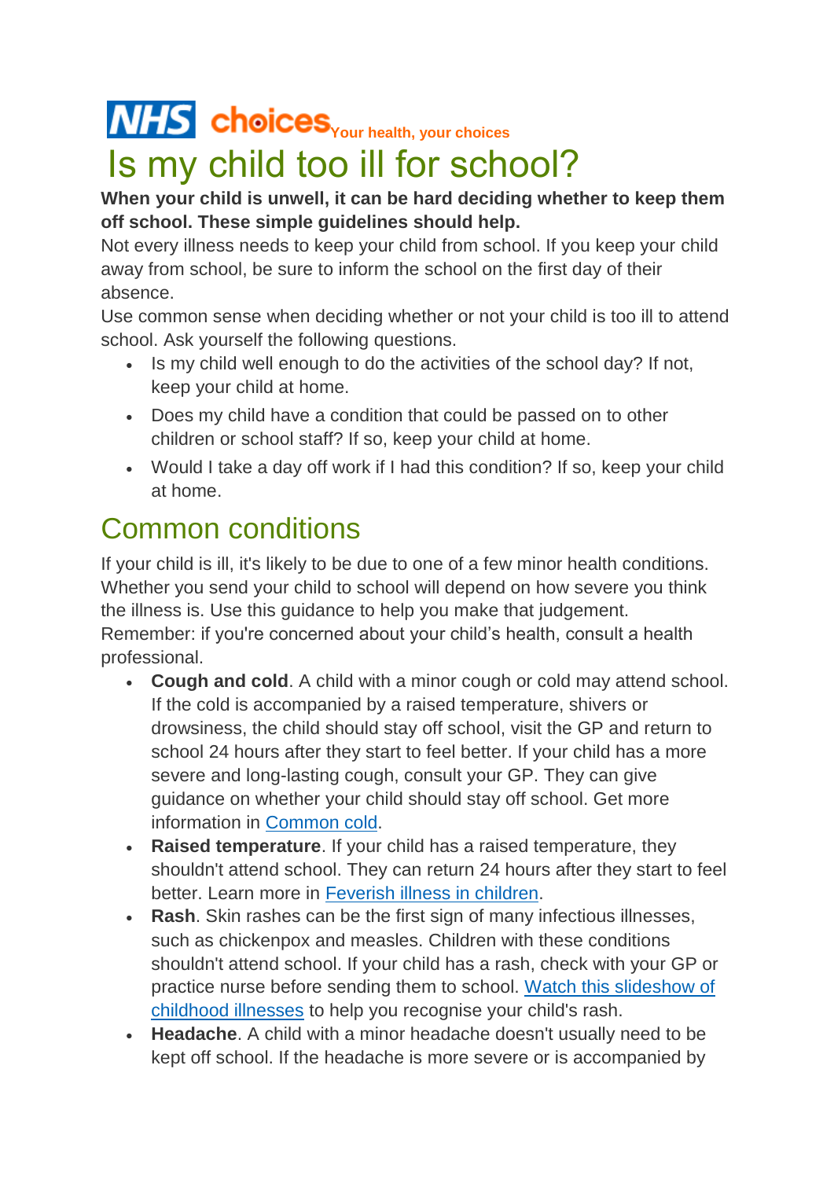**NHS choices** Your health, your choices

# Is my child too ill for school?

**When your child is unwell, it can be hard deciding whether to keep them off school. These simple guidelines should help.**

Not every illness needs to keep your child from school. If you keep your child away from school, be sure to inform the school on the first day of their absence.

Use common sense when deciding whether or not your child is too ill to attend school. Ask yourself the following questions.

- Is my child well enough to do the activities of the school day? If not, keep your child at home.
- Does my child have a condition that could be passed on to other children or school staff? If so, keep your child at home.
- Would I take a day off work if I had this condition? If so, keep your child at home.

## Common conditions

If your child is ill, it's likely to be due to one of a few minor health conditions. Whether you send your child to school will depend on how severe you think the illness is. Use this guidance to help you make that judgement.

Remember: if you're concerned about your child's health, consult a health professional.

- **Cough and cold**. A child with a minor cough or cold may attend school. If the cold is accompanied by a raised temperature, shivers or drowsiness, the child should stay off school, visit the GP and return to school 24 hours after they start to feel better. If your child has a more severe and long-lasting cough, consult your GP. They can give guidance on whether your child should stay off school. Get more information in Common cold.
- **Raised temperature**. If your child has a raised temperature, they shouldn't attend school. They can return 24 hours after they start to feel better. Learn more in Feverish illness in children.
- **Rash**. Skin rashes can be the first sign of many infectious illnesses, such as chickenpox and measles. Children with these conditions shouldn't attend school. If your child has a rash, check with your GP or practice nurse before sending them to school. Watch this slideshow of childhood illnesses to help you recognise your child's rash.
- **Headache**. A child with a minor headache doesn't usually need to be kept off school. If the headache is more severe or is accompanied by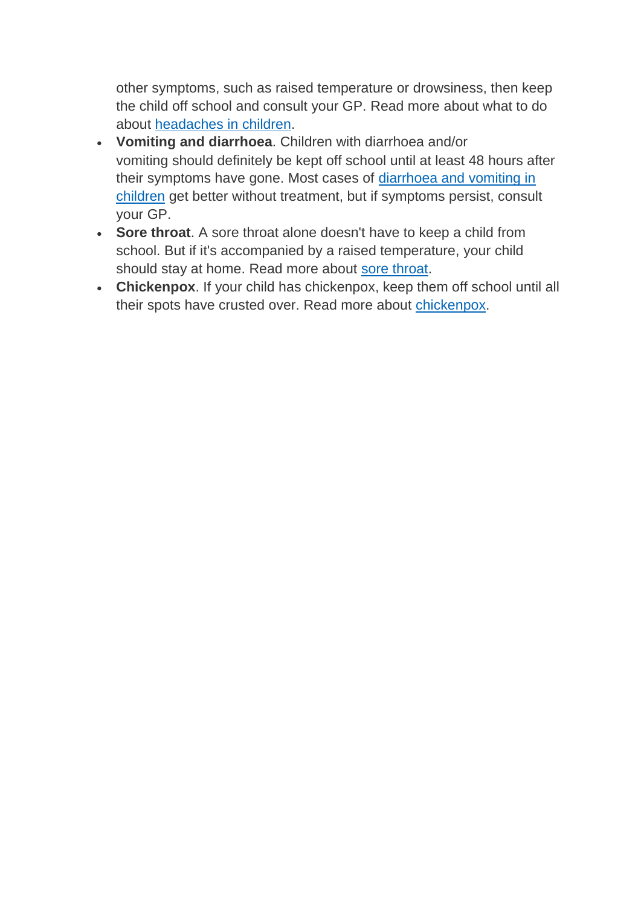other symptoms, such as raised temperature or drowsiness, then keep the child off school and consult your GP. Read more about what to do about [headaches in children](headaches in children).

- **Vomiting and diarrhoea**. Children with diarrhoea and/or vomiting should definitely be kept off school until at least 48 hours after their symptoms have gone. Most cases of diarrhoea and vomiting in children get better without treatment, but if symptoms persist, consult your GP.
- **Sore throat**. A sore throat alone doesn't have to keep a child from school. But if it's accompanied by a raised temperature, your child should stay at home. Read more about sore throat.
- **Chickenpox**. If your child has chickenpox, keep them off school until all their spots have crusted over. Read more about chickenpox.